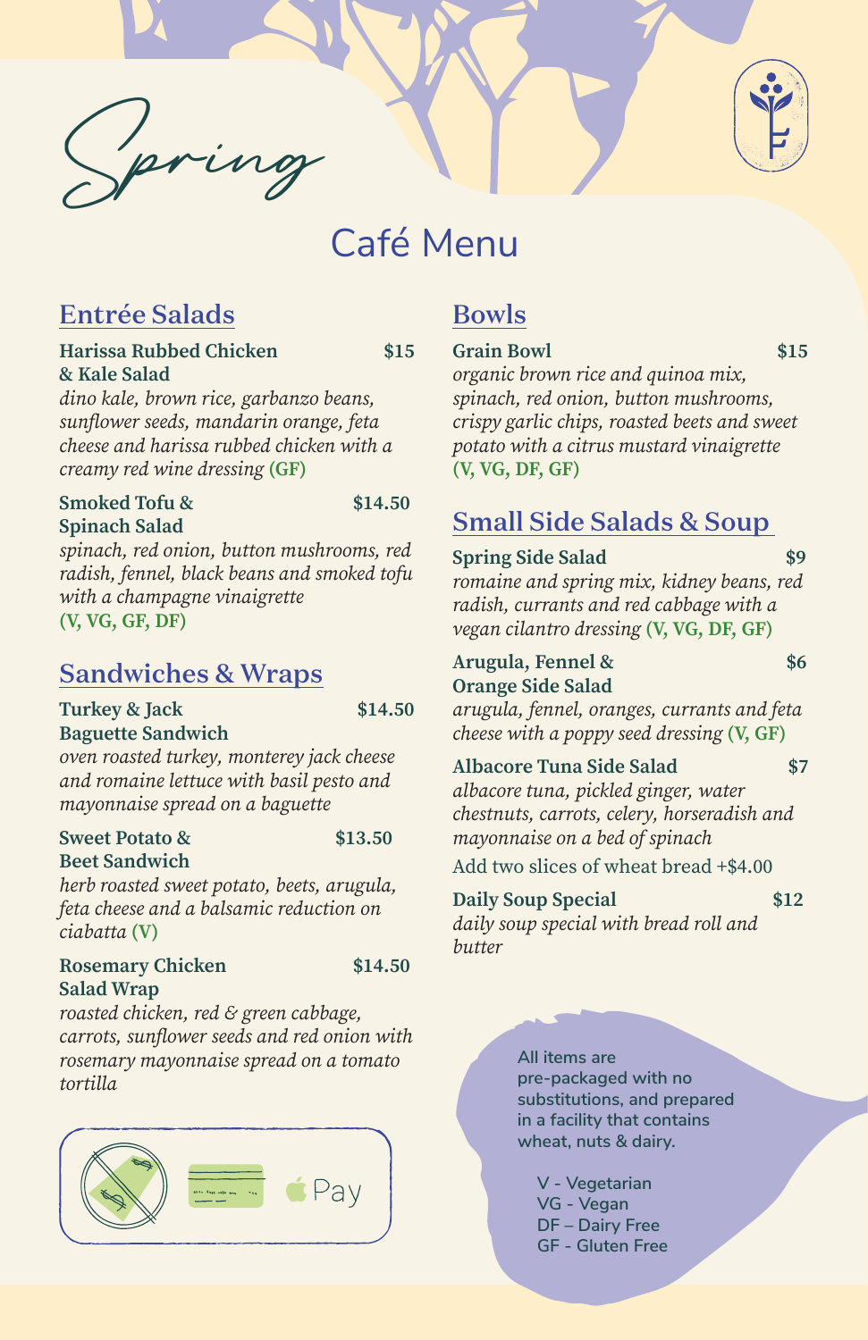# Spring

# Café Menu

## Entrée Salads

**Harissa Rubbed Chicken & Kale Salad** **$15**
*dino kale, brown rice, garbanzo beans, sunflower seeds, mandarin orange, feta cheese and harissa rubbed chicken with a creamy red wine dressing* **(GF)**

**Smoked Tofu & Spinach Salad** **$14.50**
*spinach, red onion, button mushrooms, red radish, fennel, black beans and smoked tofu with a champagne vinaigrette*
**(V, VG, GF, DF)**

## Sandwiches & Wraps

**Turkey & Jack Baguette Sandwich** **$14.50**
*oven roasted turkey, monterey jack cheese and romaine lettuce with basil pesto and mayonnaise spread on a baguette*

**Sweet Potato & Beet Sandwich** **$13.50**
*herb roasted sweet potato, beets, arugula, feta cheese and a balsamic reduction on ciabatta* **(V)**

**Rosemary Chicken Salad Wrap** **$14.50**
*roasted chicken, red & green cabbage, carrots, sunflower seeds and red onion with rosemary mayonnaise spread on a tomato tortilla*

Pay

## Bowls

**Grain Bowl** **$15**
*organic brown rice and quinoa mix, spinach, red onion, button mushrooms, crispy garlic chips, roasted beets and sweet potato with a citrus mustard vinaigrette*
**(V, VG, DF, GF)**

## Small Side Salads & Soup

**Spring Side Salad** **$9**
*romaine and spring mix, kidney beans, red radish, currants and red cabbage with a vegan cilantro dressing* **(V, VG, DF, GF)**

**Arugula, Fennel & Orange Side Salad** **$6**
*arugula, fennel, oranges, currants and feta cheese with a poppy seed dressing* **(V, GF)**

**Albacore Tuna Side Salad** **$7**
*albacore tuna, pickled ginger, water chestnuts, carrots, celery, horseradish and mayonnaise on a bed of spinach*

Add two slices of wheat bread +$4.00

**Daily Soup Special** **$12**
*daily soup special with bread roll and butter*

**All items are pre-packaged with no substitutions, and prepared in a facility that contains wheat, nuts & dairy.**

**V - Vegetarian**
**VG - Vegan**
**DF – Dairy Free**
**GF - Gluten Free**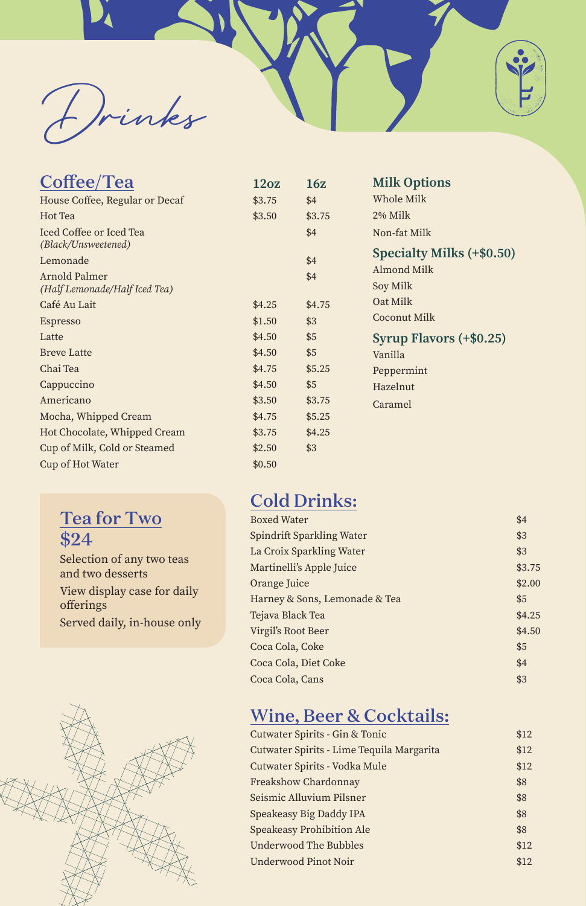# Drinks

## Coffee/Tea

| | 12oz | 16z |
| --- | --- | --- |
| House Coffee, Regular or Decaf | $3.75 | $4 |
| Hot Tea | $3.50 | $3.75 |
| Iced Coffee or Iced Tea *(Black/Unsweetened)* | | $4 |
| Lemonade | | $4 |
| Arnold Palmer *(Half Lemonade/Half Iced Tea)* | | $4 |
| Café Au Lait | $4.25 | $4.75 |
| Espresso | $1.50 | $3 |
| Latte | $4.50 | $5 |
| Breve Latte | $4.50 | $5 |
| Chai Tea | $4.75 | $5.25 |
| Cappuccino | $4.50 | $5 |
| Americano | $3.50 | $3.75 |
| Mocha, Whipped Cream | $4.75 | $5.25 |
| Hot Chocolate, Whipped Cream | $3.75 | $4.25 |
| Cup of Milk, Cold or Steamed | $2.50 | $3 |
| Cup of Hot Water | $0.50 | |

### Milk Options

Whole Milk

2% Milk

Non-fat Milk

### Specialty Milks (+$0.50)

Almond Milk

Soy Milk

Oat Milk

Coconut Milk

### Syrup Flavors (+$0.25)

Vanilla

Peppermint

Hazelnut

Caramel

## Tea for Two
## $24

Selection of any two teas and two desserts

View display case for daily offerings

Served daily, in-house only

## Cold Drinks:

| | |
| --- | --- |
| Boxed Water | $4 |
| Spindrift Sparkling Water | $3 |
| La Croix Sparkling Water | $3 |
| Martinelli's Apple Juice | $3.75 |
| Orange Juice | $2.00 |
| Harney & Sons, Lemonade & Tea | $5 |
| Tejava Black Tea | $4.25 |
| Virgil's Root Beer | $4.50 |
| Coca Cola, Coke | $5 |
| Coca Cola, Diet Coke | $4 |
| Coca Cola, Cans | $3 |

## Wine, Beer & Cocktails:

| | |
| --- | --- |
| Cutwater Spirits - Gin & Tonic | $12 |
| Cutwater Spirits - Lime Tequila Margarita | $12 |
| Cutwater Spirits - Vodka Mule | $12 |
| Freakshow Chardonnay | $8 |
| Seismic Alluvium Pilsner | $8 |
| Speakeasy Big Daddy IPA | $8 |
| Speakeasy Prohibition Ale | $8 |
| Underwood The Bubbles | $12 |
| Underwood Pinot Noir | $12 |